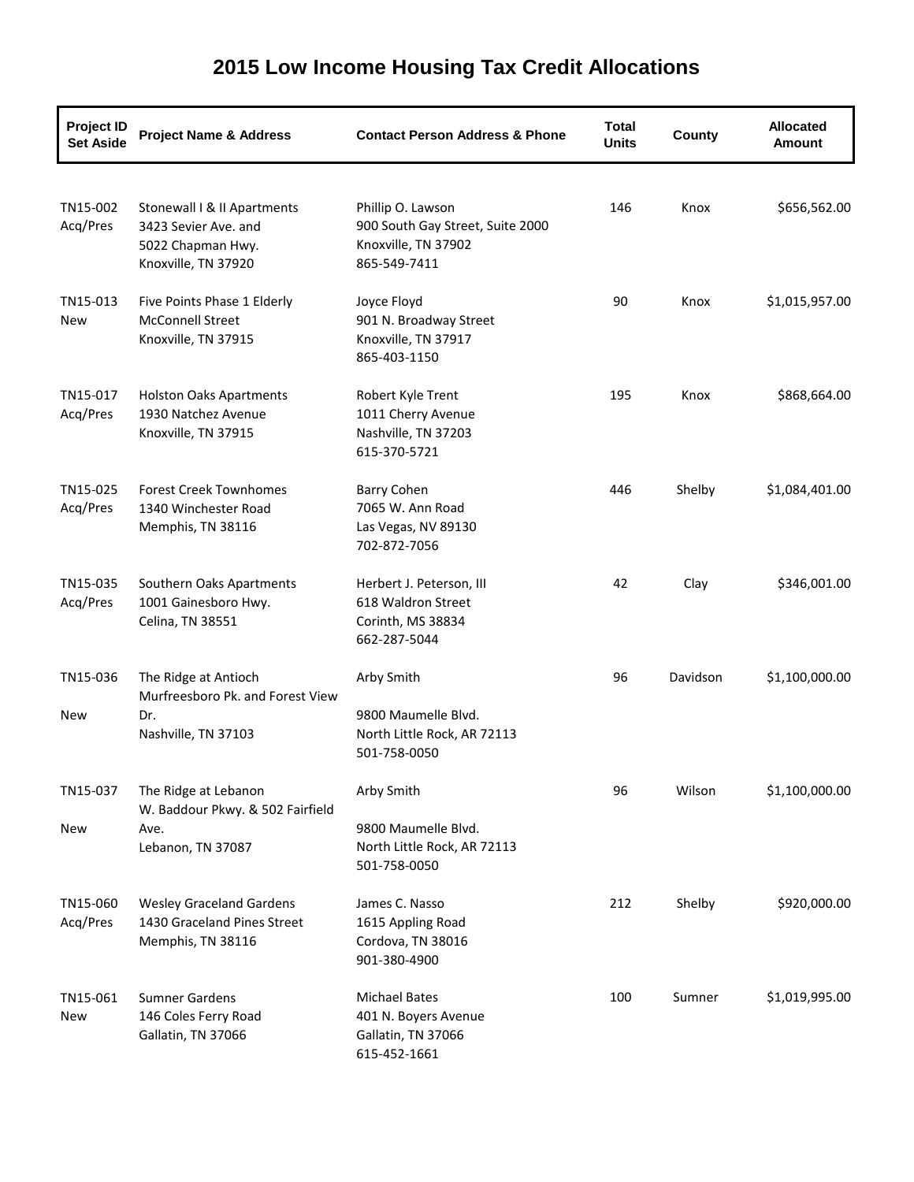# 2015 Low Income Housing Tax Credit Allocations

| Project ID Set Aside | Project Name & Address | Contact Person Address & Phone | Total Units | County | Allocated Amount |
|---|---|---|---|---|---|
| TN15-002 Acq/Pres | Stonewall I & II Apartments 3423 Sevier Ave. and 5022 Chapman Hwy. Knoxville, TN 37920 | Phillip O. Lawson 900 South Gay Street, Suite 2000 Knoxville, TN 37902 865-549-7411 | 146 | Knox | $656,562.00 |
| TN15-013 New | Five Points Phase 1 Elderly McConnell Street Knoxville, TN 37915 | Joyce Floyd 901 N. Broadway Street Knoxville, TN 37917 865-403-1150 | 90 | Knox | $1,015,957.00 |
| TN15-017 Acq/Pres | Holston Oaks Apartments 1930 Natchez Avenue Knoxville, TN 37915 | Robert Kyle Trent 1011 Cherry Avenue Nashville, TN 37203 615-370-5721 | 195 | Knox | $868,664.00 |
| TN15-025 Acq/Pres | Forest Creek Townhomes 1340 Winchester Road Memphis, TN 38116 | Barry Cohen 7065 W. Ann Road Las Vegas, NV 89130 702-872-7056 | 446 | Shelby | $1,084,401.00 |
| TN15-035 Acq/Pres | Southern Oaks Apartments 1001 Gainesboro Hwy. Celina, TN 38551 | Herbert J. Peterson, III 618 Waldron Street Corinth, MS 38834 662-287-5044 | 42 | Clay | $346,001.00 |
| TN15-036 New | The Ridge at Antioch Murfreesboro Pk. and Forest View Dr. Nashville, TN 37103 | Arby Smith 9800 Maumelle Blvd. North Little Rock, AR 72113 501-758-0050 | 96 | Davidson | $1,100,000.00 |
| TN15-037 New | The Ridge at Lebanon W. Baddour Pkwy. & 502 Fairfield Ave. Lebanon, TN 37087 | Arby Smith 9800 Maumelle Blvd. North Little Rock, AR 72113 501-758-0050 | 96 | Wilson | $1,100,000.00 |
| TN15-060 Acq/Pres | Wesley Graceland Gardens 1430 Graceland Pines Street Memphis, TN 38116 | James C. Nasso 1615 Appling Road Cordova, TN 38016 901-380-4900 | 212 | Shelby | $920,000.00 |
| TN15-061 New | Sumner Gardens 146 Coles Ferry Road Gallatin, TN 37066 | Michael Bates 401 N. Boyers Avenue Gallatin, TN 37066 615-452-1661 | 100 | Sumner | $1,019,995.00 |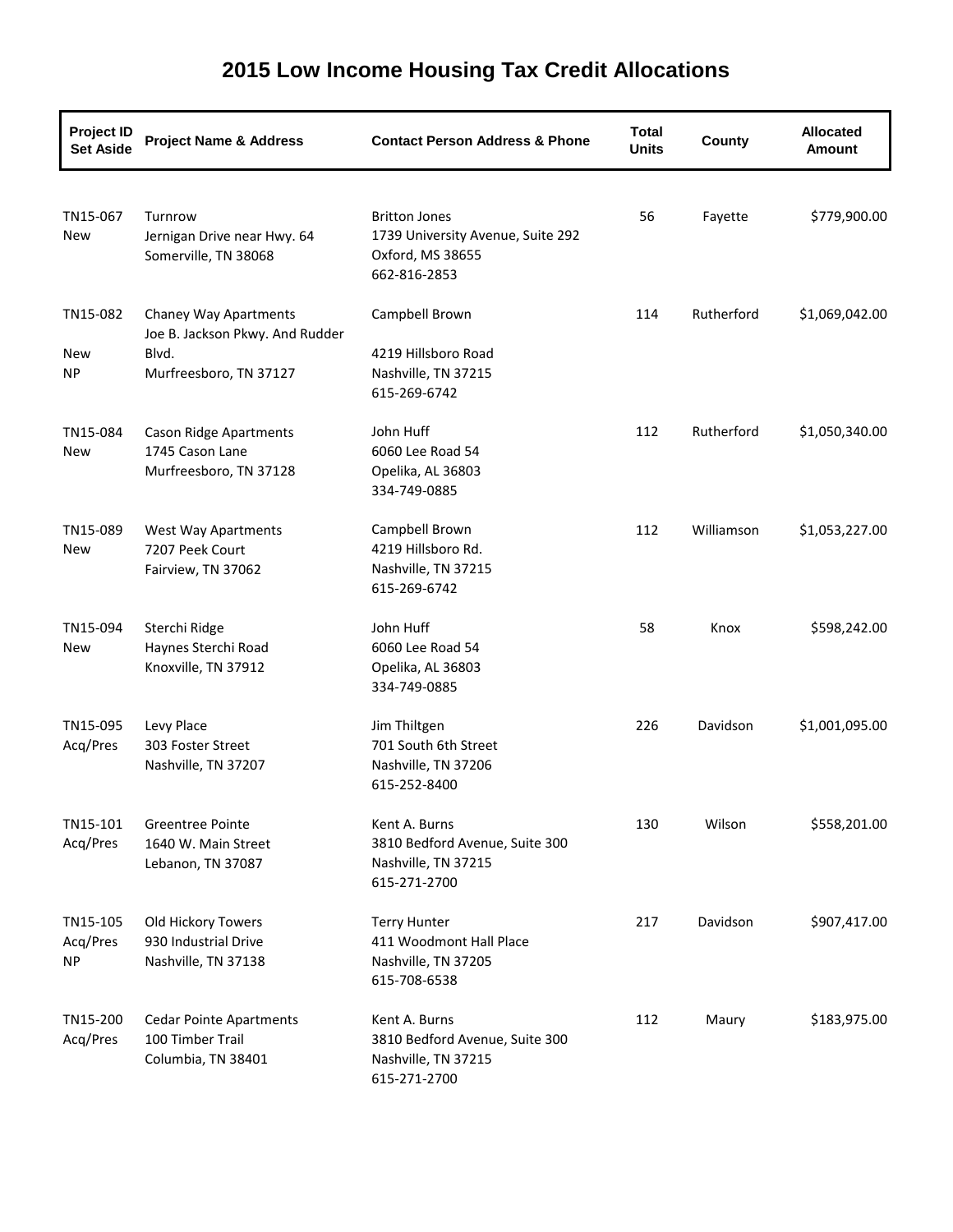# 2015 Low Income Housing Tax Credit Allocations

| Project ID Set Aside | Project Name & Address | Contact Person Address & Phone | Total Units | County | Allocated Amount |
|---|---|---|---|---|---|
| TN15-067 New | Turnrow Jernigan Drive near Hwy. 64 Somerville, TN 38068 | Britton Jones 1739 University Avenue, Suite 292 Oxford, MS 38655 662-816-2853 | 56 | Fayette | $779,900.00 |
| TN15-082 New NP | Chaney Way Apartments Joe B. Jackson Pkwy. And Rudder Blvd. Murfreesboro, TN 37127 | Campbell Brown 4219 Hillsboro Road Nashville, TN 37215 615-269-6742 | 114 | Rutherford | $1,069,042.00 |
| TN15-084 New | Cason Ridge Apartments 1745 Cason Lane Murfreesboro, TN 37128 | John Huff 6060 Lee Road 54 Opelika, AL 36803 334-749-0885 | 112 | Rutherford | $1,050,340.00 |
| TN15-089 New | West Way Apartments 7207 Peek Court Fairview, TN 37062 | Campbell Brown 4219 Hillsboro Rd. Nashville, TN 37215 615-269-6742 | 112 | Williamson | $1,053,227.00 |
| TN15-094 New | Sterchi Ridge Haynes Sterchi Road Knoxville, TN 37912 | John Huff 6060 Lee Road 54 Opelika, AL 36803 334-749-0885 | 58 | Knox | $598,242.00 |
| TN15-095 Acq/Pres | Levy Place 303 Foster Street Nashville, TN 37207 | Jim Thiltgen 701 South 6th Street Nashville, TN 37206 615-252-8400 | 226 | Davidson | $1,001,095.00 |
| TN15-101 Acq/Pres | Greentree Pointe 1640 W. Main Street Lebanon, TN 37087 | Kent A. Burns 3810 Bedford Avenue, Suite 300 Nashville, TN 37215 615-271-2700 | 130 | Wilson | $558,201.00 |
| TN15-105 Acq/Pres NP | Old Hickory Towers 930 Industrial Drive Nashville, TN 37138 | Terry Hunter 411 Woodmont Hall Place Nashville, TN 37205 615-708-6538 | 217 | Davidson | $907,417.00 |
| TN15-200 Acq/Pres | Cedar Pointe Apartments 100 Timber Trail Columbia, TN 38401 | Kent A. Burns 3810 Bedford Avenue, Suite 300 Nashville, TN 37215 615-271-2700 | 112 | Maury | $183,975.00 |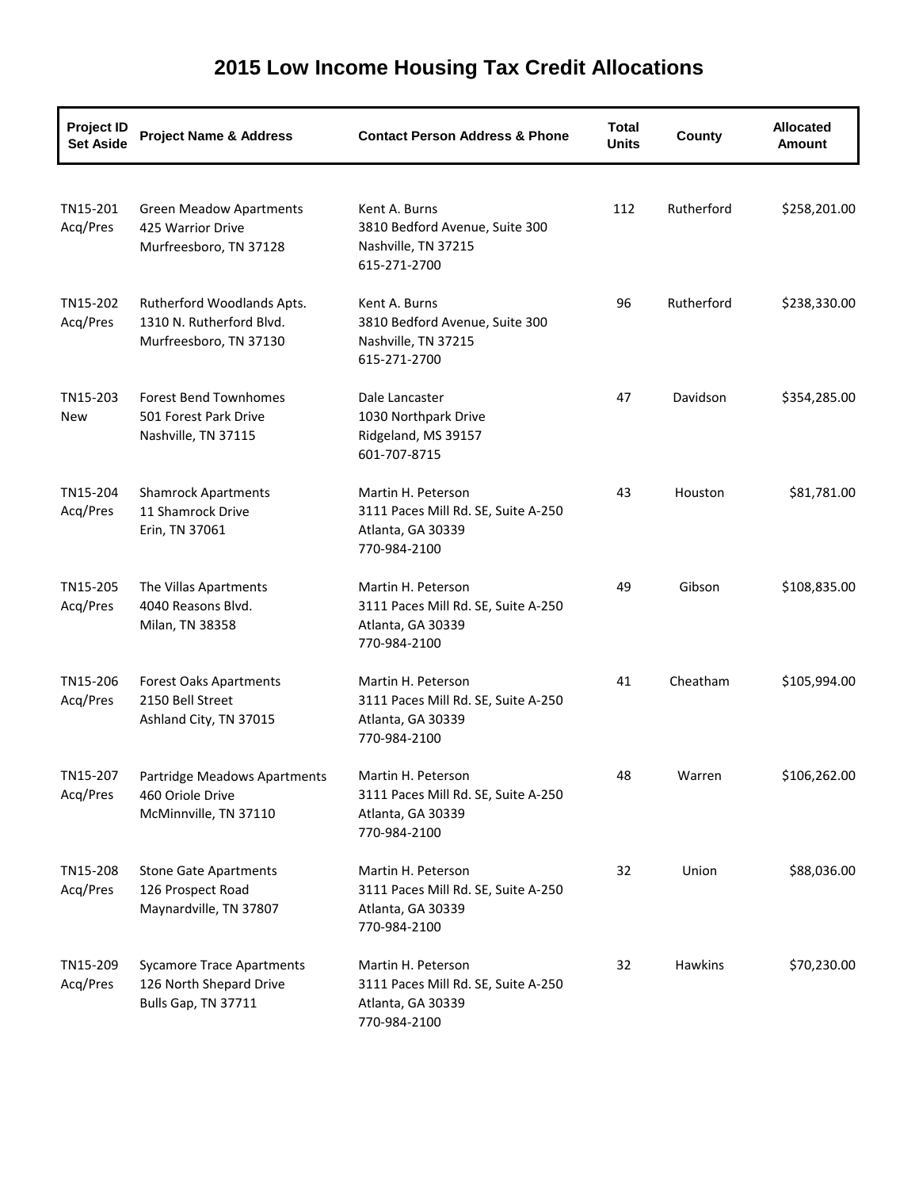# 2015 Low Income Housing Tax Credit Allocations

| Project ID Set Aside | Project Name & Address | Contact Person Address & Phone | Total Units | County | Allocated Amount |
|---|---|---|---|---|---|
| TN15-201 Acq/Pres | Green Meadow Apartments 425 Warrior Drive Murfreesboro, TN 37128 | Kent A. Burns 3810 Bedford Avenue, Suite 300 Nashville, TN 37215 615-271-2700 | 112 | Rutherford | $258,201.00 |
| TN15-202 Acq/Pres | Rutherford Woodlands Apts. 1310 N. Rutherford Blvd. Murfreesboro, TN 37130 | Kent A. Burns 3810 Bedford Avenue, Suite 300 Nashville, TN 37215 615-271-2700 | 96 | Rutherford | $238,330.00 |
| TN15-203 New | Forest Bend Townhomes 501 Forest Park Drive Nashville, TN 37115 | Dale Lancaster 1030 Northpark Drive Ridgeland, MS 39157 601-707-8715 | 47 | Davidson | $354,285.00 |
| TN15-204 Acq/Pres | Shamrock Apartments 11 Shamrock Drive Erin, TN 37061 | Martin H. Peterson 3111 Paces Mill Rd. SE, Suite A-250 Atlanta, GA 30339 770-984-2100 | 43 | Houston | $81,781.00 |
| TN15-205 Acq/Pres | The Villas Apartments 4040 Reasons Blvd. Milan, TN 38358 | Martin H. Peterson 3111 Paces Mill Rd. SE, Suite A-250 Atlanta, GA 30339 770-984-2100 | 49 | Gibson | $108,835.00 |
| TN15-206 Acq/Pres | Forest Oaks Apartments 2150 Bell Street Ashland City, TN 37015 | Martin H. Peterson 3111 Paces Mill Rd. SE, Suite A-250 Atlanta, GA 30339 770-984-2100 | 41 | Cheatham | $105,994.00 |
| TN15-207 Acq/Pres | Partridge Meadows Apartments 460 Oriole Drive McMinnville, TN 37110 | Martin H. Peterson 3111 Paces Mill Rd. SE, Suite A-250 Atlanta, GA 30339 770-984-2100 | 48 | Warren | $106,262.00 |
| TN15-208 Acq/Pres | Stone Gate Apartments 126 Prospect Road Maynardville, TN 37807 | Martin H. Peterson 3111 Paces Mill Rd. SE, Suite A-250 Atlanta, GA 30339 770-984-2100 | 32 | Union | $88,036.00 |
| TN15-209 Acq/Pres | Sycamore Trace Apartments 126 North Shepard Drive Bulls Gap, TN 37711 | Martin H. Peterson 3111 Paces Mill Rd. SE, Suite A-250 Atlanta, GA 30339 770-984-2100 | 32 | Hawkins | $70,230.00 |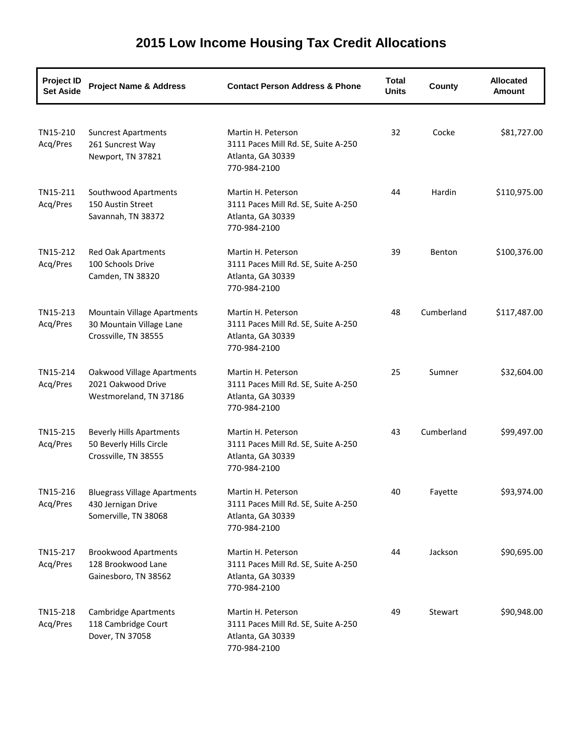# 2015 Low Income Housing Tax Credit Allocations

| Project ID Set Aside | Project Name & Address | Contact Person Address & Phone | Total Units | County | Allocated Amount |
|---|---|---|---|---|---|
| TN15-210 Acq/Pres | Suncrest Apartments<br>261 Suncrest Way<br>Newport, TN 37821 | Martin H. Peterson<br>3111 Paces Mill Rd. SE, Suite A-250<br>Atlanta, GA 30339<br>770-984-2100 | 32 | Cocke | $81,727.00 |
| TN15-211 Acq/Pres | Southwood Apartments<br>150 Austin Street<br>Savannah, TN 38372 | Martin H. Peterson<br>3111 Paces Mill Rd. SE, Suite A-250<br>Atlanta, GA 30339<br>770-984-2100 | 44 | Hardin | $110,975.00 |
| TN15-212 Acq/Pres | Red Oak Apartments<br>100 Schools Drive<br>Camden, TN 38320 | Martin H. Peterson<br>3111 Paces Mill Rd. SE, Suite A-250<br>Atlanta, GA 30339<br>770-984-2100 | 39 | Benton | $100,376.00 |
| TN15-213 Acq/Pres | Mountain Village Apartments<br>30 Mountain Village Lane<br>Crossville, TN 38555 | Martin H. Peterson<br>3111 Paces Mill Rd. SE, Suite A-250<br>Atlanta, GA 30339<br>770-984-2100 | 48 | Cumberland | $117,487.00 |
| TN15-214 Acq/Pres | Oakwood Village Apartments<br>2021 Oakwood Drive<br>Westmoreland, TN 37186 | Martin H. Peterson<br>3111 Paces Mill Rd. SE, Suite A-250<br>Atlanta, GA 30339<br>770-984-2100 | 25 | Sumner | $32,604.00 |
| TN15-215 Acq/Pres | Beverly Hills Apartments<br>50 Beverly Hills Circle<br>Crossville, TN 38555 | Martin H. Peterson<br>3111 Paces Mill Rd. SE, Suite A-250<br>Atlanta, GA 30339<br>770-984-2100 | 43 | Cumberland | $99,497.00 |
| TN15-216 Acq/Pres | Bluegrass Village Apartments<br>430 Jernigan Drive<br>Somerville, TN 38068 | Martin H. Peterson<br>3111 Paces Mill Rd. SE, Suite A-250<br>Atlanta, GA 30339<br>770-984-2100 | 40 | Fayette | $93,974.00 |
| TN15-217 Acq/Pres | Brookwood Apartments<br>128 Brookwood Lane<br>Gainesboro, TN 38562 | Martin H. Peterson<br>3111 Paces Mill Rd. SE, Suite A-250<br>Atlanta, GA 30339<br>770-984-2100 | 44 | Jackson | $90,695.00 |
| TN15-218 Acq/Pres | Cambridge Apartments<br>118 Cambridge Court<br>Dover, TN 37058 | Martin H. Peterson<br>3111 Paces Mill Rd. SE, Suite A-250<br>Atlanta, GA 30339<br>770-984-2100 | 49 | Stewart | $90,948.00 |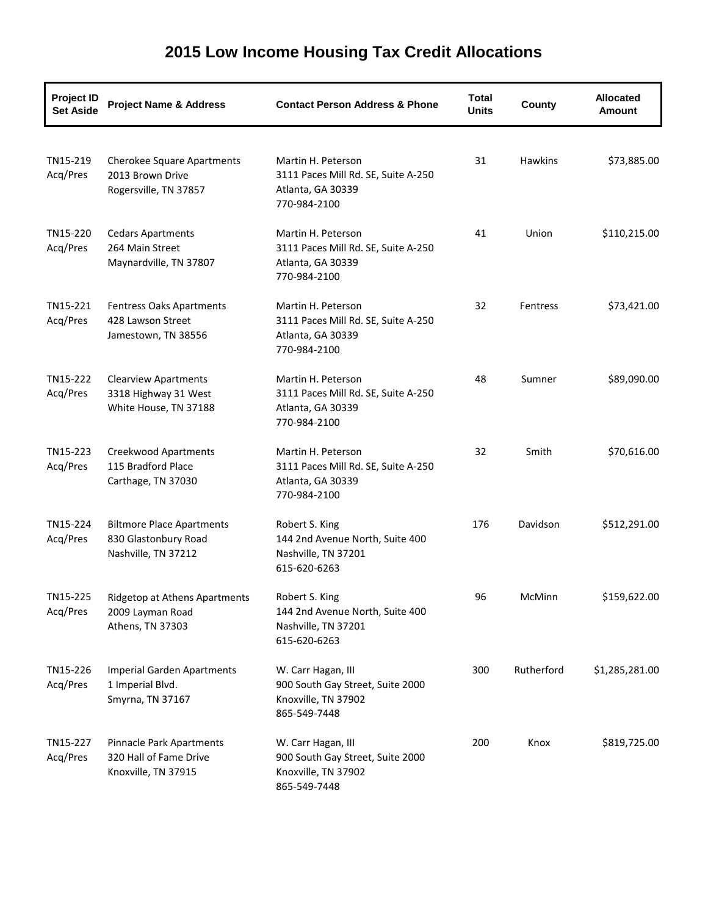# 2015 Low Income Housing Tax Credit Allocations

| Project ID Set Aside | Project Name & Address | Contact Person Address & Phone | Total Units | County | Allocated Amount |
|---|---|---|---|---|---|
| TN15-219 Acq/Pres | Cherokee Square Apartments 2013 Brown Drive Rogersville, TN 37857 | Martin H. Peterson 3111 Paces Mill Rd. SE, Suite A-250 Atlanta, GA 30339 770-984-2100 | 31 | Hawkins | $73,885.00 |
| TN15-220 Acq/Pres | Cedars Apartments 264 Main Street Maynardville, TN 37807 | Martin H. Peterson 3111 Paces Mill Rd. SE, Suite A-250 Atlanta, GA 30339 770-984-2100 | 41 | Union | $110,215.00 |
| TN15-221 Acq/Pres | Fentress Oaks Apartments 428 Lawson Street Jamestown, TN 38556 | Martin H. Peterson 3111 Paces Mill Rd. SE, Suite A-250 Atlanta, GA 30339 770-984-2100 | 32 | Fentress | $73,421.00 |
| TN15-222 Acq/Pres | Clearview Apartments 3318 Highway 31 West White House, TN 37188 | Martin H. Peterson 3111 Paces Mill Rd. SE, Suite A-250 Atlanta, GA 30339 770-984-2100 | 48 | Sumner | $89,090.00 |
| TN15-223 Acq/Pres | Creekwood Apartments 115 Bradford Place Carthage, TN 37030 | Martin H. Peterson 3111 Paces Mill Rd. SE, Suite A-250 Atlanta, GA 30339 770-984-2100 | 32 | Smith | $70,616.00 |
| TN15-224 Acq/Pres | Biltmore Place Apartments 830 Glastonbury Road Nashville, TN 37212 | Robert S. King 144 2nd Avenue North, Suite 400 Nashville, TN 37201 615-620-6263 | 176 | Davidson | $512,291.00 |
| TN15-225 Acq/Pres | Ridgetop at Athens Apartments 2009 Layman Road Athens, TN 37303 | Robert S. King 144 2nd Avenue North, Suite 400 Nashville, TN 37201 615-620-6263 | 96 | McMinn | $159,622.00 |
| TN15-226 Acq/Pres | Imperial Garden Apartments 1 Imperial Blvd. Smyrna, TN 37167 | W. Carr Hagan, III 900 South Gay Street, Suite 2000 Knoxville, TN 37902 865-549-7448 | 300 | Rutherford | $1,285,281.00 |
| TN15-227 Acq/Pres | Pinnacle Park Apartments 320 Hall of Fame Drive Knoxville, TN 37915 | W. Carr Hagan, III 900 South Gay Street, Suite 2000 Knoxville, TN 37902 865-549-7448 | 200 | Knox | $819,725.00 |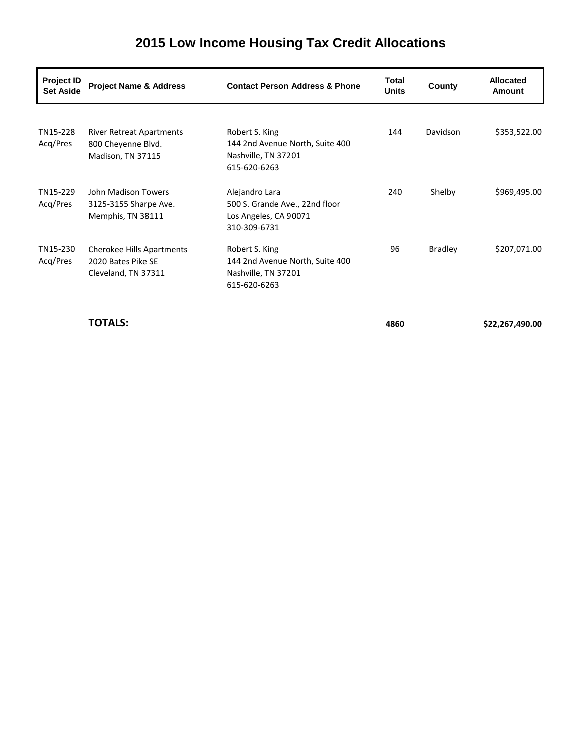# 2015 Low Income Housing Tax Credit Allocations

| Project ID Set Aside | Project Name & Address | Contact Person Address & Phone | Total Units | County | Allocated Amount |
|---|---|---|---|---|---|
| TN15-228 Acq/Pres | River Retreat Apartments 800 Cheyenne Blvd. Madison, TN 37115 | Robert S. King 144 2nd Avenue North, Suite 400 Nashville, TN 37201 615-620-6263 | 144 | Davidson | $353,522.00 |
| TN15-229 Acq/Pres | John Madison Towers 3125-3155 Sharpe Ave. Memphis, TN 38111 | Alejandro Lara 500 S. Grande Ave., 22nd floor Los Angeles, CA 90071 310-309-6731 | 240 | Shelby | $969,495.00 |
| TN15-230 Acq/Pres | Cherokee Hills Apartments 2020 Bates Pike SE Cleveland, TN 37311 | Robert S. King 144 2nd Avenue North, Suite 400 Nashville, TN 37201 615-620-6263 | 96 | Bradley | $207,071.00 |
| | **TOTALS:** | | **4860** | | **$22,267,490.00** |